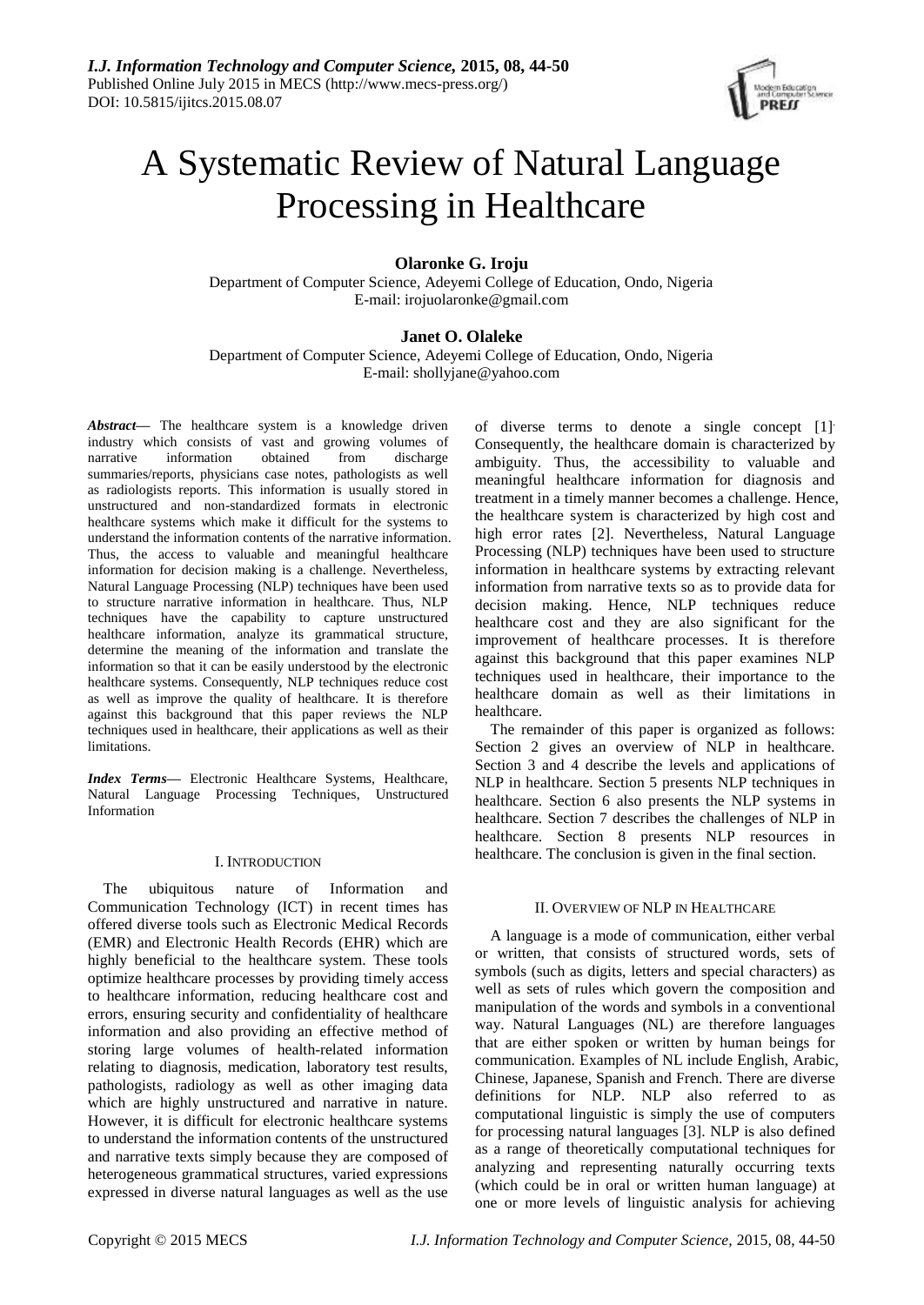# A Systematic Review of Natural Language Processing in Healthcare

**Olaronke G. Iroju**
Department of Computer Science, Adeyemi College of Education, Ondo, Nigeria
E-mail: irojuolaronke@gmail.com

**Janet O. Olaleke**
Department of Computer Science, Adeyemi College of Education, Ondo, Nigeria
E-mail: shollyjane@yahoo.com

***Abstract*****—** The healthcare system is a knowledge driven industry which consists of vast and growing volumes of narrative information obtained from discharge summaries/reports, physicians case notes, pathologists as well as radiologists reports. This information is usually stored in unstructured and non-standardized formats in electronic healthcare systems which make it difficult for the systems to understand the information contents of the narrative information. Thus, the access to valuable and meaningful healthcare information for decision making is a challenge. Nevertheless, Natural Language Processing (NLP) techniques have been used to structure narrative information in healthcare. Thus, NLP techniques have the capability to capture unstructured healthcare information, analyze its grammatical structure, determine the meaning of the information and translate the information so that it can be easily understood by the electronic healthcare systems. Consequently, NLP techniques reduce cost as well as improve the quality of healthcare. It is therefore against this background that this paper reviews the NLP techniques used in healthcare, their applications as well as their limitations.

***Index Terms*****—** Electronic Healthcare Systems, Healthcare, Natural Language Processing Techniques, Unstructured Information

## I. Introduction

The ubiquitous nature of Information and Communication Technology (ICT) in recent times has offered diverse tools such as Electronic Medical Records (EMR) and Electronic Health Records (EHR) which are highly beneficial to the healthcare system. These tools optimize healthcare processes by providing timely access to healthcare information, reducing healthcare cost and errors, ensuring security and confidentiality of healthcare information and also providing an effective method of storing large volumes of health-related information relating to diagnosis, medication, laboratory test results, pathologists, radiology as well as other imaging data which are highly unstructured and narrative in nature. However, it is difficult for electronic healthcare systems to understand the information contents of the unstructured and narrative texts simply because they are composed of heterogeneous grammatical structures, varied expressions expressed in diverse natural languages as well as the use of diverse terms to denote a single concept [1]. Consequently, the healthcare domain is characterized by ambiguity. Thus, the accessibility to valuable and meaningful healthcare information for diagnosis and treatment in a timely manner becomes a challenge. Hence, the healthcare system is characterized by high cost and high error rates [2]. Nevertheless, Natural Language Processing (NLP) techniques have been used to structure information in healthcare systems by extracting relevant information from narrative texts so as to provide data for decision making. Hence, NLP techniques reduce healthcare cost and they are also significant for the improvement of healthcare processes. It is therefore against this background that this paper examines NLP techniques used in healthcare, their importance to the healthcare domain as well as their limitations in healthcare.

The remainder of this paper is organized as follows: Section 2 gives an overview of NLP in healthcare. Section 3 and 4 describe the levels and applications of NLP in healthcare. Section 5 presents NLP techniques in healthcare. Section 6 also presents the NLP systems in healthcare. Section 7 describes the challenges of NLP in healthcare. Section 8 presents NLP resources in healthcare. The conclusion is given in the final section.

## II. Overview of NLP in Healthcare

A language is a mode of communication, either verbal or written, that consists of structured words, sets of symbols (such as digits, letters and special characters) as well as sets of rules which govern the composition and manipulation of the words and symbols in a conventional way. Natural Languages (NL) are therefore languages that are either spoken or written by human beings for communication. Examples of NL include English, Arabic, Chinese, Japanese, Spanish and French. There are diverse definitions for NLP. NLP also referred to as computational linguistic is simply the use of computers for processing natural languages [3]. NLP is also defined as a range of theoretically computational techniques for analyzing and representing naturally occurring texts (which could be in oral or written human language) at one or more levels of linguistic analysis for achieving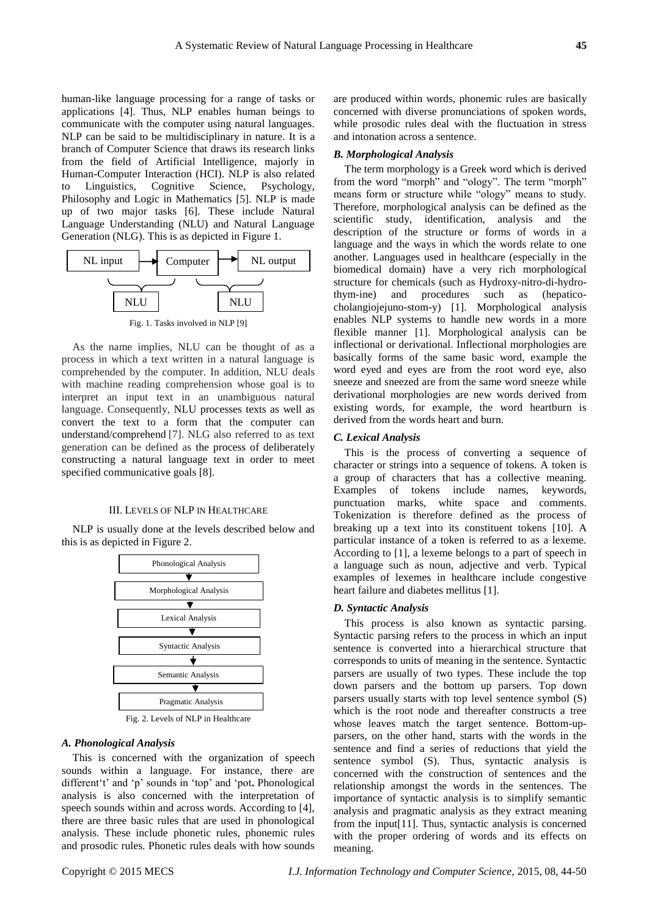human-like language processing for a range of tasks or applications [4]. Thus, NLP enables human beings to communicate with the computer using natural languages. NLP can be said to be multidisciplinary in nature. It is a branch of Computer Science that draws its research links from the field of Artificial Intelligence, majorly in Human-Computer Interaction (HCI). NLP is also related to Linguistics, Cognitive Science, Psychology, Philosophy and Logic in Mathematics [5]. NLP is made up of two major tasks [6]. These include Natural Language Understanding (NLU) and Natural Language Generation (NLG). This is as depicted in Figure 1.

NL input → Computer → NL output

NLU NLU

Fig. 1. Tasks involved in NLP [9]

As the name implies, NLU can be thought of as a process in which a text written in a natural language is comprehended by the computer. In addition, NLU deals with machine reading comprehension whose goal is to interpret an input text in an unambiguous natural language. Consequently, NLU processes texts as well as convert the text to a form that the computer can understand/comprehend [7]. NLG also referred to as text generation can be defined as the process of deliberately constructing a natural language text in order to meet specified communicative goals [8].

## III. Levels of NLP in Healthcare

NLP is usually done at the levels described below and this is as depicted in Figure 2.

Phonological Analysis → Morphological Analysis → Lexical Analysis → Syntactic Analysis → Semantic Analysis → Pragmatic Analysis

Fig. 2. Levels of NLP in Healthcare

### *A. Phonological Analysis*

This is concerned with the organization of speech sounds within a language. For instance, there are different't' and 'p' sounds in 'top' and 'pot. Phonological analysis is also concerned with the interpretation of speech sounds within and across words. According to [4], there are three basic rules that are used in phonological analysis. These include phonetic rules, phonemic rules and prosodic rules. Phonetic rules deals with how sounds are produced within words, phonemic rules are basically concerned with diverse pronunciations of spoken words, while prosodic rules deal with the fluctuation in stress and intonation across a sentence.

### *B. Morphological Analysis*

The term morphology is a Greek word which is derived from the word "morph" and "ology". The term "morph" means form or structure while "ology" means to study. Therefore, morphological analysis can be defined as the scientific study, identification, analysis and the description of the structure or forms of words in a language and the ways in which the words relate to one another. Languages used in healthcare (especially in the biomedical domain) have a very rich morphological structure for chemicals (such as Hydroxy-nitro-di-hydro-thym-ine) and procedures such as (hepatico-cholangiojejuno-stom-y) [1]. Morphological analysis enables NLP systems to handle new words in a more flexible manner [1]. Morphological analysis can be inflectional or derivational. Inflectional morphologies are basically forms of the same basic word, example the word eyed and eyes are from the root word eye, also sneeze and sneezed are from the same word sneeze while derivational morphologies are new words derived from existing words, for example, the word heartburn is derived from the words heart and burn.

### *C. Lexical Analysis*

This is the process of converting a sequence of character or strings into a sequence of tokens. A token is a group of characters that has a collective meaning. Examples of tokens include names, keywords, punctuation marks, white space and comments. Tokenization is therefore defined as the process of breaking up a text into its constituent tokens [10]. A particular instance of a token is referred to as a lexeme. According to [1], a lexeme belongs to a part of speech in a language such as noun, adjective and verb. Typical examples of lexemes in healthcare include congestive heart failure and diabetes mellitus [1].

### *D. Syntactic Analysis*

This process is also known as syntactic parsing. Syntactic parsing refers to the process in which an input sentence is converted into a hierarchical structure that corresponds to units of meaning in the sentence. Syntactic parsers are usually of two types. These include the top down parsers and the bottom up parsers. Top down parsers usually starts with top level sentence symbol (S) which is the root node and thereafter constructs a tree whose leaves match the target sentence. Bottom-up-parsers, on the other hand, starts with the words in the sentence and find a series of reductions that yield the sentence symbol (S). Thus, syntactic analysis is concerned with the construction of sentences and the relationship amongst the words in the sentences. The importance of syntactic analysis is to simplify semantic analysis and pragmatic analysis as they extract meaning from the input[11]. Thus, syntactic analysis is concerned with the proper ordering of words and its effects on meaning.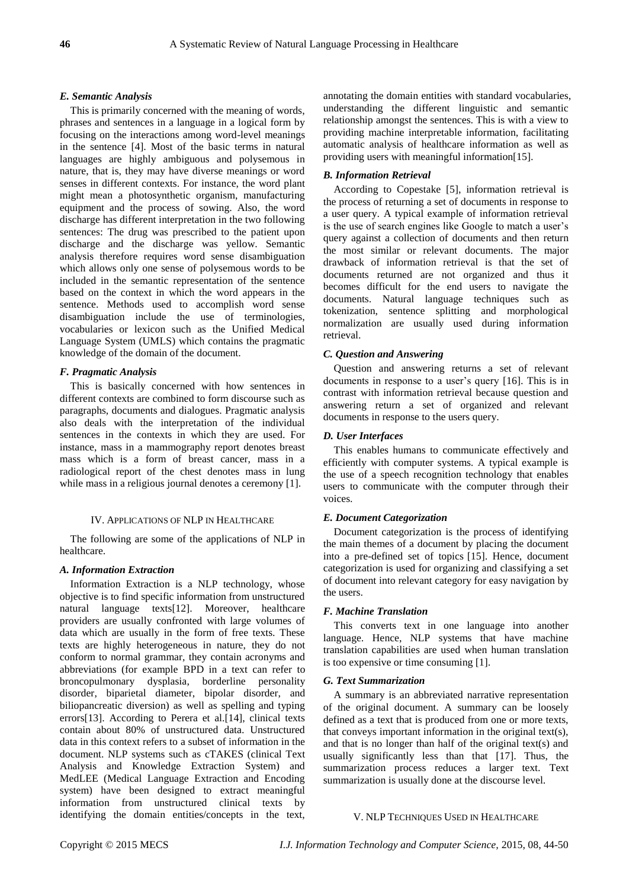### E. Semantic Analysis

This is primarily concerned with the meaning of words, phrases and sentences in a language in a logical form by focusing on the interactions among word-level meanings in the sentence [4]. Most of the basic terms in natural languages are highly ambiguous and polysemous in nature, that is, they may have diverse meanings or word senses in different contexts. For instance, the word plant might mean a photosynthetic organism, manufacturing equipment and the process of sowing. Also, the word discharge has different interpretation in the two following sentences: The drug was prescribed to the patient upon discharge and the discharge was yellow. Semantic analysis therefore requires word sense disambiguation which allows only one sense of polysemous words to be included in the semantic representation of the sentence based on the context in which the word appears in the sentence. Methods used to accomplish word sense disambiguation include the use of terminologies, vocabularies or lexicon such as the Unified Medical Language System (UMLS) which contains the pragmatic knowledge of the domain of the document.

### F. Pragmatic Analysis

This is basically concerned with how sentences in different contexts are combined to form discourse such as paragraphs, documents and dialogues. Pragmatic analysis also deals with the interpretation of the individual sentences in the contexts in which they are used. For instance, mass in a mammography report denotes breast mass which is a form of breast cancer, mass in a radiological report of the chest denotes mass in lung while mass in a religious journal denotes a ceremony [1].

## IV. Applications of NLP in Healthcare

The following are some of the applications of NLP in healthcare.

### A. Information Extraction

Information Extraction is a NLP technology, whose objective is to find specific information from unstructured natural language texts[12]. Moreover, healthcare providers are usually confronted with large volumes of data which are usually in the form of free texts. These texts are highly heterogeneous in nature, they do not conform to normal grammar, they contain acronyms and abbreviations (for example BPD in a text can refer to broncopulmonary dysplasia, borderline personality disorder, biparietal diameter, bipolar disorder, and biliopancreatic diversion) as well as spelling and typing errors[13]. According to Perera et al.[14], clinical texts contain about 80% of unstructured data. Unstructured data in this context refers to a subset of information in the document. NLP systems such as cTAKES (clinical Text Analysis and Knowledge Extraction System) and MedLEE (Medical Language Extraction and Encoding system) have been designed to extract meaningful information from unstructured clinical texts by identifying the domain entities/concepts in the text, annotating the domain entities with standard vocabularies, understanding the different linguistic and semantic relationship amongst the sentences. This is with a view to providing machine interpretable information, facilitating automatic analysis of healthcare information as well as providing users with meaningful information[15].

### B. Information Retrieval

According to Copestake [5], information retrieval is the process of returning a set of documents in response to a user query. A typical example of information retrieval is the use of search engines like Google to match a user's query against a collection of documents and then return the most similar or relevant documents. The major drawback of information retrieval is that the set of documents returned are not organized and thus it becomes difficult for the end users to navigate the documents. Natural language techniques such as tokenization, sentence splitting and morphological normalization are usually used during information retrieval.

### C. Question and Answering

Question and answering returns a set of relevant documents in response to a user's query [16]. This is in contrast with information retrieval because question and answering return a set of organized and relevant documents in response to the users query.

### D. User Interfaces

This enables humans to communicate effectively and efficiently with computer systems. A typical example is the use of a speech recognition technology that enables users to communicate with the computer through their voices.

### E. Document Categorization

Document categorization is the process of identifying the main themes of a document by placing the document into a pre-defined set of topics [15]. Hence, document categorization is used for organizing and classifying a set of document into relevant category for easy navigation by the users.

### F. Machine Translation

This converts text in one language into another language. Hence, NLP systems that have machine translation capabilities are used when human translation is too expensive or time consuming [1].

### G. Text Summarization

A summary is an abbreviated narrative representation of the original document. A summary can be loosely defined as text that is produced from one or more texts, that conveys important information in the original text(s), and that is no longer than half of the original text(s) and usually significantly less than that [17]. Thus, the summarization process reduces a larger text. Text summarization is usually done at the discourse level.

## V. NLP Techniques Used in Healthcare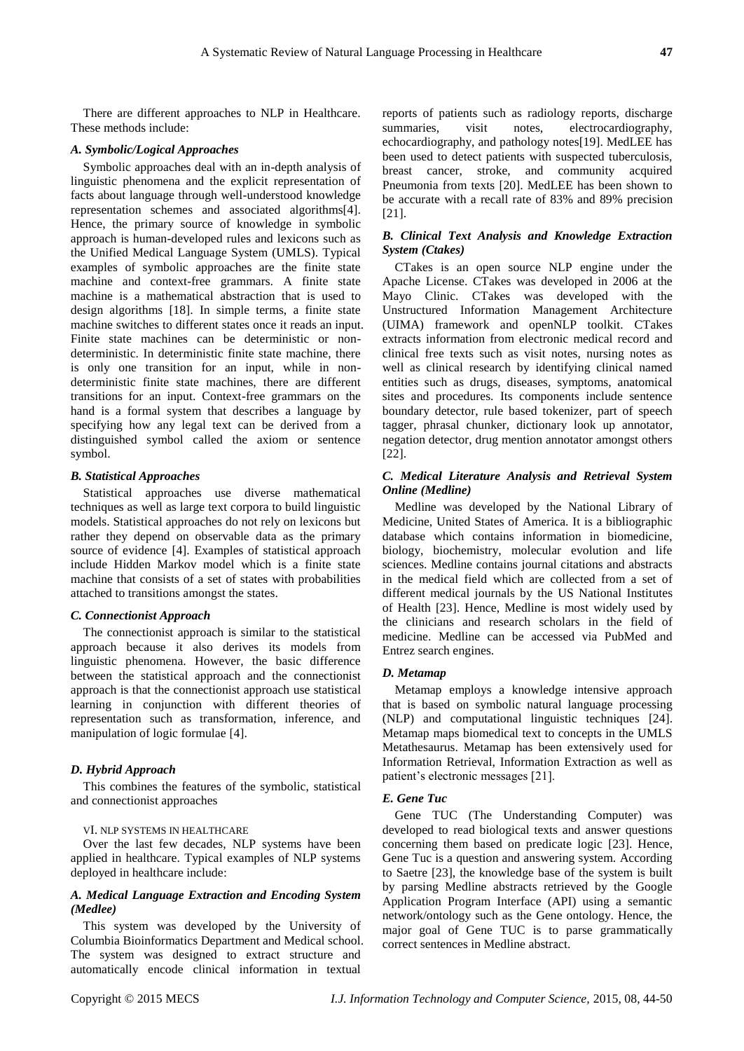There are different approaches to NLP in Healthcare. These methods include:

### *A. Symbolic/Logical Approaches*

Symbolic approaches deal with an in-depth analysis of linguistic phenomena and the explicit representation of facts about language through well-understood knowledge representation schemes and associated algorithms[4]. Hence, the primary source of knowledge in symbolic approach is human-developed rules and lexicons such as the Unified Medical Language System (UMLS). Typical examples of symbolic approaches are the finite state machine and context-free grammars. A finite state machine is a mathematical abstraction that is used to design algorithms [18]. In simple terms, a finite state machine switches to different states once it reads an input. Finite state machines can be deterministic or non-deterministic. In deterministic finite state machine, there is only one transition for an input, while in non-deterministic finite state machines, there are different transitions for an input. Context-free grammars on the hand is a formal system that describes a language by specifying how any legal text can be derived from a distinguished symbol called the axiom or sentence symbol.

### *B. Statistical Approaches*

Statistical approaches use diverse mathematical techniques as well as large text corpora to build linguistic models. Statistical approaches do not rely on lexicons but rather they depend on observable data as the primary source of evidence [4]. Examples of statistical approach include Hidden Markov model which is a finite state machine that consists of a set of states with probabilities attached to transitions amongst the states.

### *C. Connectionist Approach*

The connectionist approach is similar to the statistical approach because it also derives its models from linguistic phenomena. However, the basic difference between the statistical approach and the connectionist approach is that the connectionist approach use statistical learning in conjunction with different theories of representation such as transformation, inference, and manipulation of logic formulae [4].

### *D. Hybrid Approach*

This combines the features of the symbolic, statistical and connectionist approaches

## VI. NLP SYSTEMS IN HEALTHCARE

Over the last few decades, NLP systems have been applied in healthcare. Typical examples of NLP systems deployed in healthcare include:

### *A. Medical Language Extraction and Encoding System (Medlee)*

This system was developed by the University of Columbia Bioinformatics Department and Medical school. The system was designed to extract structure and automatically encode clinical information in textual reports of patients such as radiology reports, discharge summaries, visit notes, electrocardiography, echocardiography, and pathology notes[19]. MedLEE has been used to detect patients with suspected tuberculosis, breast cancer, stroke, and community acquired Pneumonia from texts [20]. MedLEE has been shown to be accurate with a recall rate of 83% and 89% precision [21].

### *B. Clinical Text Analysis and Knowledge Extraction System (Ctakes)*

CTakes is an open source NLP engine under the Apache License. CTakes was developed in 2006 at the Mayo Clinic. CTakes was developed with the Unstructured Information Management Architecture (UIMA) framework and openNLP toolkit. CTakes extracts information from electronic medical record and clinical free texts such as visit notes, nursing notes as well as clinical research by identifying clinical named entities such as drugs, diseases, symptoms, anatomical sites and procedures. Its components include sentence boundary detector, rule based tokenizer, part of speech tagger, phrasal chunker, dictionary look up annotator, negation detector, drug mention annotator amongst others [22].

### *C. Medical Literature Analysis and Retrieval System Online (Medline)*

Medline was developed by the National Library of Medicine, United States of America. It is a bibliographic database which contains information in biomedicine, biology, biochemistry, molecular evolution and life sciences. Medline contains journal citations and abstracts in the medical field which are collected from a set of different medical journals by the US National Institutes of Health [23]. Hence, Medline is most widely used by the clinicians and research scholars in the field of medicine. Medline can be accessed via PubMed and Entrez search engines.

### *D. Metamap*

Metamap employs a knowledge intensive approach that is based on symbolic natural language processing (NLP) and computational linguistic techniques [24]. Metamap maps biomedical text to concepts in the UMLS Metathesaurus. Metamap has been extensively used for Information Retrieval, Information Extraction as well as patient's electronic messages [21].

### *E. Gene Tuc*

Gene TUC (The Understanding Computer) was developed to read biological texts and answer questions concerning them based on predicate logic [23]. Hence, Gene Tuc is a question and answering system. According to Saetre [23], the knowledge base of the system is built by parsing Medline abstracts retrieved by the Google Application Program Interface (API) using a semantic network/ontology such as the Gene ontology. Hence, the major goal of Gene TUC is to parse grammatically correct sentences in Medline abstract.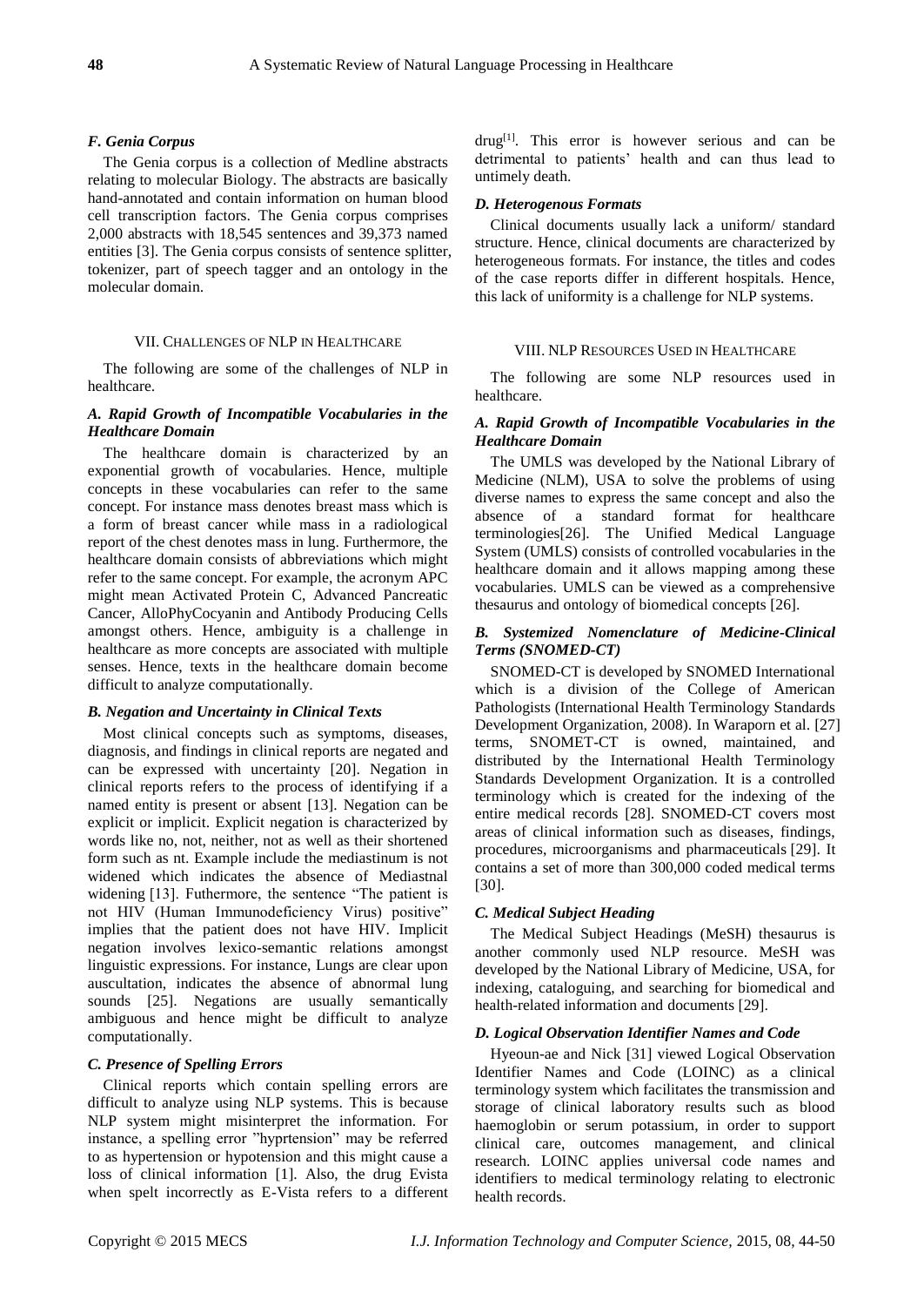### F. Genia Corpus

The Genia corpus is a collection of Medline abstracts relating to molecular Biology. The abstracts are basically hand-annotated and contain information on human blood cell transcription factors. The Genia corpus comprises 2,000 abstracts with 18,545 sentences and 39,373 named entities [3]. The Genia corpus consists of sentence splitter, tokenizer, part of speech tagger and an ontology in the molecular domain.

## VII. Challenges of NLP in Healthcare

The following are some of the challenges of NLP in healthcare.

### A. Rapid Growth of Incompatible Vocabularies in the Healthcare Domain

The healthcare domain is characterized by an exponential growth of vocabularies. Hence, multiple concepts in these vocabularies can refer to the same concept. For instance mass denotes breast mass which is a form of breast cancer while mass in a radiological report of the chest denotes mass in lung. Furthermore, the healthcare domain consists of abbreviations which might refer to the same concept. For example, the acronym APC might mean Activated Protein C, Advanced Pancreatic Cancer, AlloPhyCocyanin and Antibody Producing Cells amongst others. Hence, ambiguity is a challenge in healthcare as more concepts are associated with multiple senses. Hence, texts in the healthcare domain become difficult to analyze computationally.

### B. Negation and Uncertainty in Clinical Texts

Most clinical concepts such as symptoms, diseases, diagnosis, and findings in clinical reports are negated and can be expressed with uncertainty [20]. Negation in clinical reports refers to the process of identifying if a named entity is present or absent [13]. Negation can be explicit or implicit. Explicit negation is characterized by words like no, not, neither, not as well as their shortened form such as nt. Example include the mediastinum is not widened which indicates the absence of Mediastnal widening [13]. Futhermore, the sentence "The patient is not HIV (Human Immunodeficiency Virus) positive" implies that the patient does not have HIV. Implicit negation involves lexico-semantic relations amongst linguistic expressions. For instance, Lungs are clear upon auscultation, indicates the absence of abnormal lung sounds [25]. Negations are usually semantically ambiguous and hence might be difficult to analyze computationally.

### C. Presence of Spelling Errors

Clinical reports which contain spelling errors are difficult to analyze using NLP systems. This is because NLP system might misinterpret the information. For instance, a spelling error "hyprtension" may be referred to as hypertension or hypotension and this might cause a loss of clinical information [1]. Also, the drug Evista when spelt incorrectly as E-Vista refers to a different drug[1]. This error is however serious and can be detrimental to patients' health and can thus lead to untimely death.

### D. Heterogenous Formats

Clinical documents usually lack a uniform/ standard structure. Hence, clinical documents are characterized by heterogeneous formats. For instance, the titles and codes of the case reports differ in different hospitals. Hence, this lack of uniformity is a challenge for NLP systems.

## VIII. NLP Resources Used in Healthcare

The following are some NLP resources used in healthcare.

### A. Rapid Growth of Incompatible Vocabularies in the Healthcare Domain

The UMLS was developed by the National Library of Medicine (NLM), USA to solve the problems of using diverse names to express the same concept and also the absence of a standard format for healthcare terminologies[26]. The Unified Medical Language System (UMLS) consists of controlled vocabularies in the healthcare domain and it allows mapping among these vocabularies. UMLS can be viewed as a comprehensive thesaurus and ontology of biomedical concepts [26].

### B. Systemized Nomenclature of Medicine-Clinical Terms (SNOMED-CT)

SNOMED-CT is developed by SNOMED International which is a division of the College of American Pathologists (International Health Terminology Standards Development Organization, 2008). In Waraporn et al. [27] terms, SNOMET-CT is owned, maintained, and distributed by the International Health Terminology Standards Development Organization. It is a controlled terminology which is created for the indexing of the entire medical records [28]. SNOMED-CT covers most areas of clinical information such as diseases, findings, procedures, microorganisms and pharmaceuticals [29]. It contains a set of more than 300,000 coded medical terms [30].

### C. Medical Subject Heading

The Medical Subject Headings (MeSH) thesaurus is another commonly used NLP resource. MeSH was developed by the National Library of Medicine, USA, for indexing, cataloguing, and searching for biomedical and health-related information and documents [29].

### D. Logical Observation Identifier Names and Code

Hyeoun-ae and Nick [31] viewed Logical Observation Identifier Names and Code (LOINC) as a clinical terminology system which facilitates the transmission and storage of clinical laboratory results such as blood haemoglobin or serum potassium, in order to support clinical care, outcomes management, and clinical research. LOINC applies universal code names and identifiers to medical terminology relating to electronic health records.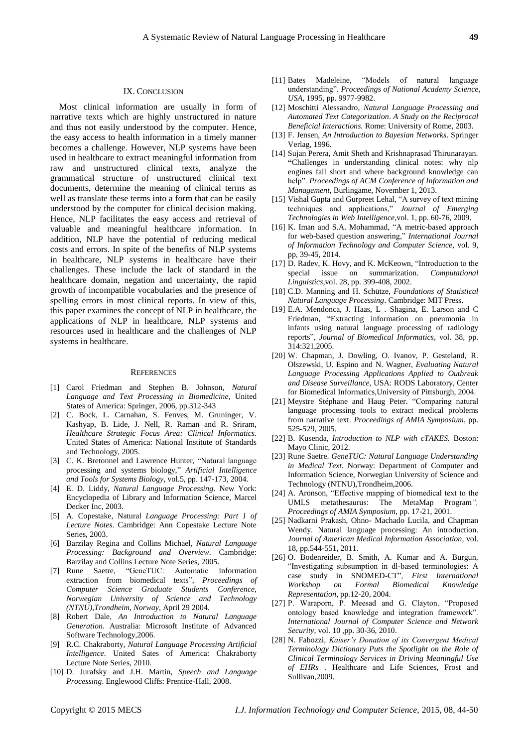## IX. Conclusion

Most clinical information are usually in form of narrative texts which are highly unstructured in nature and thus not easily understood by the computer. Hence, the easy access to health information in a timely manner becomes a challenge. However, NLP systems have been used in healthcare to extract meaningful information from raw and unstructured clinical texts, analyze the grammatical structure of unstructured clinical text documents, determine the meaning of clinical terms as well as translate these terms into a form that can be easily understood by the computer for clinical decision making. Hence, NLP facilitates the easy access and retrieval of valuable and meaningful healthcare information. In addition, NLP have the potential of reducing medical costs and errors. In spite of the benefits of NLP systems in healthcare, NLP systems in healthcare have their challenges. These include the lack of standard in the healthcare domain, negation and uncertainty, the rapid growth of incompatible vocabularies and the presence of spelling errors in most clinical reports. In view of this, this paper examines the concept of NLP in healthcare, the applications of NLP in healthcare, NLP systems and resources used in healthcare and the challenges of NLP systems in healthcare.

## References

[1] Carol Friedman and Stephen B. Johnson, *Natural Language and Text Processing in Biomedicine*, United States of America: Springer, 2006, pp.312-343

[2] C. Bock, L. Carnahan, S. Fenves, M. Gruninger, V. Kashyap, B. Lide, J. Nell, R. Raman and R. Sriram, *Healthcare Strategic Focus Area: Clinical Informatics.* United States of America: National Institute of Standards and Technology, 2005.

[3] C. K. Bretonnel and Lawrence Hunter, "Natural language processing and systems biology," *Artificial Intelligence and Tools for Systems Biology*, vol.5, pp. 147-173, 2004.

[4] E. D. Liddy, *Natural Language Processing*. New York: Encyclopedia of Library and Information Science, Marcel Decker Inc, 2003.

[5] A. Copestake, Natural *Language Processing: Part 1 of Lecture Notes*. Cambridge: Ann Copestake Lecture Note Series, 2003.

[6] Barzilay Regina and Collins Michael, *Natural Language Processing: Background and Overview*. Cambridge: Barzilay and Collins Lecture Note Series, 2005.

[7] Rune Saetre, "GeneTUC: Automatic information extraction from biomedical texts", *Proceedings of Computer Science Graduate Students Conference, Norwegian University of Science and Technology (NTNU),Trondheim, Norway*, April 29 2004.

[8] Robert Dale, *An Introduction to Natural Language Generation*. Australia: Microsoft Institute of Advanced Software Technology,2006.

[9] R.C. Chakraborty, *Natural Language Processing Artificial Intelligence*. United Sates of America: Chakraborty Lecture Note Series, 2010.

[10] D. Jurafsky and J.H. Martin, *Speech and Language Processing*. Englewood Cliffs: Prentice-Hall, 2008.

[11] Bates Madeleine, "Models of natural language understanding". *Proceedings of National Academy Science, USA*, 1995, pp. 9977-9982.

[12] Moschitti Alessandro, *Natural Language Processing and Automated Text Categorization*. *A Study on the Reciprocal Beneficial Interactions.* Rome: University of Rome, 2003.

[13] F. Jensen, *An Introduction to Bayesian Networks*. Springer Verlag, 1996.

[14] Sujan Perera, Amit Sheth and Krishnaprasad Thirunarayan. "Challenges in understanding clinical notes: why nlp engines fall short and where background knowledge can help". *Proceedings of ACM Conference of Information and Management*, Burlingame, November 1, 2013.

[15] Vishal Gupta and Gurpreet Lehal, "A survey of text mining techniques and applications," *Journal of Emerging Technologies in Web Intelligence*,vol. 1, pp. 60-76, 2009.

[16] K. Iman and S.A. Mohammad, "A metric-based approach for web-based question answering," *International Journal of Information Technology and Computer Science*, vol. 9, pp, 39-45, 2014.

[17] D. Radev, K. Hovy, and K. McKeown, "Introduction to the special issue on summarization. *Computational Linguistics*,vol. 28, pp. 399-408, 2002.

[18] C.D. Manning and H. Schütze, *Foundations of Statistical Natural Language Processing*. Cambridge: MIT Press.

[19] E.A. Mendonca, J. Haas, L . Shagina, E. Larson and C Friedman, "Extracting information on pneumonia in infants using natural language processing of radiology reports", *Journal of Biomedical Informatics*, vol. 38, pp. 314:321,2005.

[20] W. Chapman, J. Dowling, O. Ivanov, P. Gesteland, R. Olszewski, U. Espino and N. Wagner, *Evaluating Natural Language Processing Applications Applied to Outbreak and Disease Surveillance*, USA: RODS Laboratory, Center for Biomedical Informatics,University of Pittsburgh, 2004.

[21] Meystre Stéphane and Haug Peter. "Comparing natural language processing tools to extract medical problems from narrative text. *Proceedings of AMIA Symposium*, pp. 525-529, 2005.

[22] B. Kusenda, *Introduction to NLP with cTAKES.* Boston: Mayo Clinic, 2012.

[23] Rune Saetre. *GeneTUC: Natural Language Understanding in Medical Text.* Norway: Department of Computer and Information Science, Norwegian University of Science and Technology (NTNU),Trondheim,2006.

[24] A. Aronson, "Effective mapping of biomedical text to the UMLS metathesaurus: The MetaMap Program*", Proceedings of AMIA Symposium*, pp. 17-21, 2001.

[25] Nadkarni Prakash, Ohno- Machado Lucila, and Chapman Wendy. Natural language processing: An introduction. *Journal of American Medical Information Association*, vol. 18, pp.544-551, 2011.

[26] O. Bodenreider, B. Smith, A. Kumar and A. Burgun, "Investigating subsumption in dl-based terminologies: A case study in SNOMED-CT", *First International Workshop on Formal Biomedical Knowledge Representation*, pp.12-20, 2004.

[27] P. Waraporn, P. Meesad and G. Clayton. "Proposed ontology based knowledge and integration framework". *International Journal of Computer Science and Network Security*, vol. 10 ,pp. 30-36, 2010.

[28] N. Fabozzi, *Kaiser's Donation of its Convergent Medical Terminology Dictionary Puts the Spotlight on the Role of Clinical Terminology Services in Driving Meaningful Use of EHRs* . Healthcare and Life Sciences, Frost and Sullivan,2009.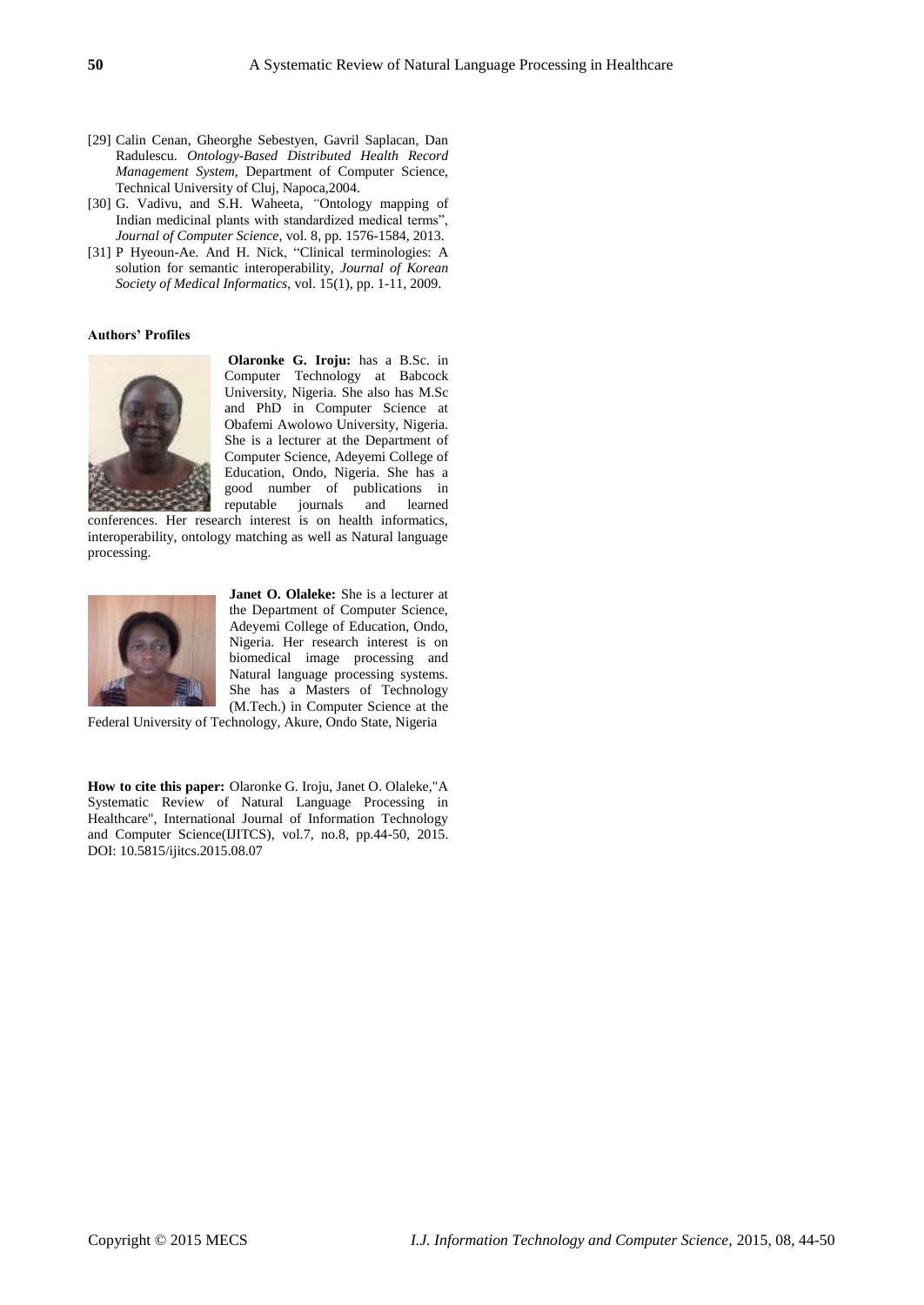[29] Calin Cenan, Gheorghe Sebestyen, Gavril Saplacan, Dan Radulescu. *Ontology-Based Distributed Health Record Management System*, Department of Computer Science, Technical University of Cluj, Napoca,2004.

[30] G. Vadivu, and S.H. Waheeta, "Ontology mapping of Indian medicinal plants with standardized medical terms", *Journal of Computer Science*, vol. 8, pp. 1576-1584, 2013.

[31] P Hyeoun-Ae. And H. Nick, "Clinical terminologies: A solution for semantic interoperability, *Journal of Korean Society of Medical Informatics*, vol. 15(1), pp. 1-11, 2009.

**Authors' Profiles**

**Olaronke G. Iroju:** has a B.Sc. in Computer Technology at Babcock University, Nigeria. She also has M.Sc and PhD in Computer Science at Obafemi Awolowo University, Nigeria. She is a lecturer at the Department of Computer Science, Adeyemi College of Education, Ondo, Nigeria. She has a good number of publications in reputable journals and learned conferences. Her research interest is on health informatics, interoperability, ontology matching as well as Natural language processing.

**Janet O. Olaleke:** She is a lecturer at the Department of Computer Science, Adeyemi College of Education, Ondo, Nigeria. Her research interest is on biomedical image processing and Natural language processing systems. She has a Masters of Technology (M.Tech.) in Computer Science at the Federal University of Technology, Akure, Ondo State, Nigeria

**How to cite this paper:** Olaronke G. Iroju, Janet O. Olaleke,"A Systematic Review of Natural Language Processing in Healthcare", International Journal of Information Technology and Computer Science(IJITCS), vol.7, no.8, pp.44-50, 2015. DOI: 10.5815/ijitcs.2015.08.07